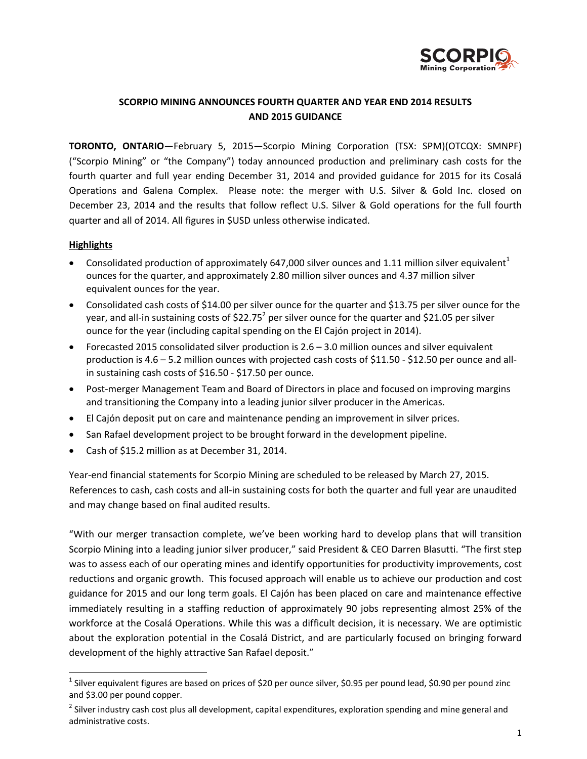# SCORPIO MINING ANNOUNCES FOURTH QUARTER AND YEAR END 2014 RESULTS AND 2015 GUIDANCE

**TORONTO, ONTARIO**—February 5, 2015—Scorpio Mining Corporation (TSX: SPM)(OTCQX: SMNPF) ("Scorpio Mining" or "the Company") today announced production and preliminary cash costs for the fourth quarter and full year ending December 31, 2014 and provided guidance for 2015 for its Cosalá Operations and Galena Complex. Please note: the merger with U.S. Silver & Gold Inc. closed on December 23, 2014 and the results that follow reflect U.S. Silver & Gold operations for the full fourth quarter and all of 2014. All figures in $USD unless otherwise indicated.

## Highlights

- Consolidated production of approximately 647,000 silver ounces and 1.11 million silver equivalent[1] ounces for the quarter, and approximately 2.80 million silver ounces and 4.37 million silver equivalent ounces for the year.
- Consolidated cash costs of $14.00 per silver ounce for the quarter and $13.75 per silver ounce for the year, and all-in sustaining costs of $22.75[2] per silver ounce for the quarter and $21.05 per silver ounce for the year (including capital spending on the El Cajón project in 2014).
- Forecasted 2015 consolidated silver production is 2.6 – 3.0 million ounces and silver equivalent production is 4.6 – 5.2 million ounces with projected cash costs of $11.50 - $12.50 per ounce and all-in sustaining cash costs of $16.50 - $17.50 per ounce.
- Post-merger Management Team and Board of Directors in place and focused on improving margins and transitioning the Company into a leading junior silver producer in the Americas.
- El Cajón deposit put on care and maintenance pending an improvement in silver prices.
- San Rafael development project to be brought forward in the development pipeline.
- Cash of $15.2 million as at December 31, 2014.

Year-end financial statements for Scorpio Mining are scheduled to be released by March 27, 2015. References to cash, cash costs and all-in sustaining costs for both the quarter and full year are unaudited and may change based on final audited results.

"With our merger transaction complete, we've been working hard to develop plans that will transition Scorpio Mining into a leading junior silver producer," said President & CEO Darren Blasutti. "The first step was to assess each of our operating mines and identify opportunities for productivity improvements, cost reductions and organic growth. This focused approach will enable us to achieve our production and cost guidance for 2015 and our long term goals. El Cajón has been placed on care and maintenance effective immediately resulting in a staffing reduction of approximately 90 jobs representing almost 25% of the workforce at the Cosalá Operations. While this was a difficult decision, it is necessary. We are optimistic about the exploration potential in the Cosalá District, and are particularly focused on bringing forward development of the highly attractive San Rafael deposit."

---

[1] Silver equivalent figures are based on prices of $20 per ounce silver, $0.95 per pound lead, $0.90 per pound zinc and $3.00 per pound copper.

[2] Silver industry cash cost plus all development, capital expenditures, exploration spending and mine general and administrative costs.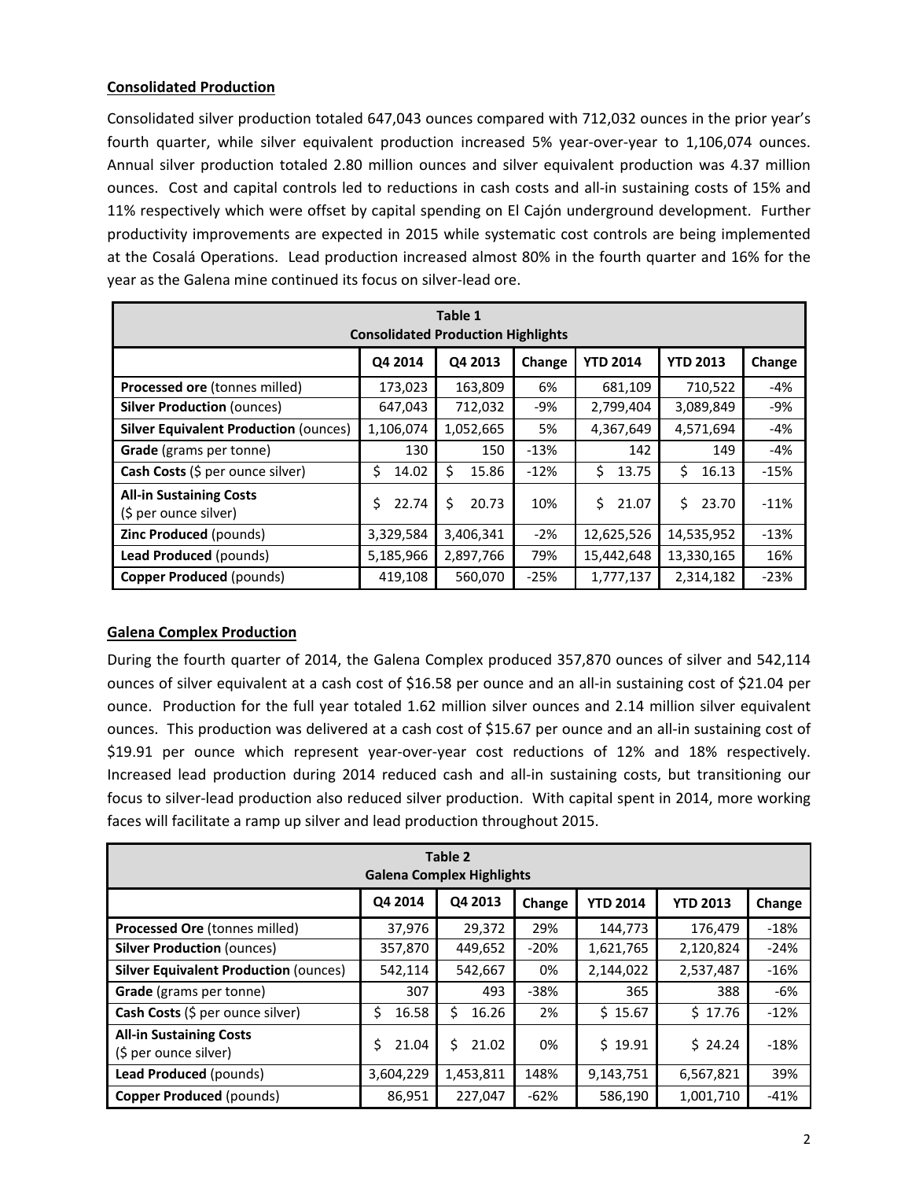## Consolidated Production

Consolidated silver production totaled 647,043 ounces compared with 712,032 ounces in the prior year's fourth quarter, while silver equivalent production increased 5% year-over-year to 1,106,074 ounces. Annual silver production totaled 2.80 million ounces and silver equivalent production was 4.37 million ounces. Cost and capital controls led to reductions in cash costs and all-in sustaining costs of 15% and 11% respectively which were offset by capital spending on El Cajón underground development. Further productivity improvements are expected in 2015 while systematic cost controls are being implemented at the Cosalá Operations. Lead production increased almost 80% in the fourth quarter and 16% for the year as the Galena mine continued its focus on silver-lead ore.

**Table 1**
**Consolidated Production Highlights**

| | Q4 2014 | Q4 2013 | Change | YTD 2014 | YTD 2013 | Change |
|---|---|---|---|---|---|---|
| **Processed ore** (tonnes milled) | 173,023 | 163,809 | 6% | 681,109 | 710,522 | -4% |
| **Silver Production** (ounces) | 647,043 | 712,032 | -9% | 2,799,404 | 3,089,849 | -9% |
| **Silver Equivalent Production** (ounces) | 1,106,074 | 1,052,665 | 5% | 4,367,649 | 4,571,694 | -4% |
| **Grade** (grams per tonne) | 130 | 150 | -13% | 142 | 149 | -4% |
| **Cash Costs** ($ per ounce silver) | $ 14.02 | $ 15.86 | -12% | $ 13.75 | $ 16.13 | -15% |
| **All-in Sustaining Costs** ($ per ounce silver) | $ 22.74 | $ 20.73 | 10% | $ 21.07 | $ 23.70 | -11% |
| **Zinc Produced** (pounds) | 3,329,584 | 3,406,341 | -2% | 12,625,526 | 14,535,952 | -13% |
| **Lead Produced** (pounds) | 5,185,966 | 2,897,766 | 79% | 15,442,648 | 13,330,165 | 16% |
| **Copper Produced** (pounds) | 419,108 | 560,070 | -25% | 1,777,137 | 2,314,182 | -23% |

## Galena Complex Production

During the fourth quarter of 2014, the Galena Complex produced 357,870 ounces of silver and 542,114 ounces of silver equivalent at a cash cost of $16.58 per ounce and an all-in sustaining cost of $21.04 per ounce. Production for the full year totaled 1.62 million silver ounces and 2.14 million silver equivalent ounces. This production was delivered at a cash cost of $15.67 per ounce and an all-in sustaining cost of $19.91 per ounce which represent year-over-year cost reductions of 12% and 18% respectively. Increased lead production during 2014 reduced cash and all-in sustaining costs, but transitioning our focus to silver-lead production also reduced silver production. With capital spent in 2014, more working faces will facilitate a ramp up silver and lead production throughout 2015.

**Table 2**
**Galena Complex Highlights**

| | Q4 2014 | Q4 2013 | Change | YTD 2014 | YTD 2013 | Change |
|---|---|---|---|---|---|---|
| **Processed Ore** (tonnes milled) | 37,976 | 29,372 | 29% | 144,773 | 176,479 | -18% |
| **Silver Production** (ounces) | 357,870 | 449,652 | -20% | 1,621,765 | 2,120,824 | -24% |
| **Silver Equivalent Production** (ounces) | 542,114 | 542,667 | 0% | 2,144,022 | 2,537,487 | -16% |
| **Grade** (grams per tonne) | 307 | 493 | -38% | 365 | 388 | -6% |
| **Cash Costs** ($ per ounce silver) | $ 16.58 | $ 16.26 | 2% | $ 15.67 | $ 17.76 | -12% |
| **All-in Sustaining Costs** ($ per ounce silver) | $ 21.04 | $ 21.02 | 0% | $ 19.91 | $ 24.24 | -18% |
| **Lead Produced** (pounds) | 3,604,229 | 1,453,811 | 148% | 9,143,751 | 6,567,821 | 39% |
| **Copper Produced** (pounds) | 86,951 | 227,047 | -62% | 586,190 | 1,001,710 | -41% |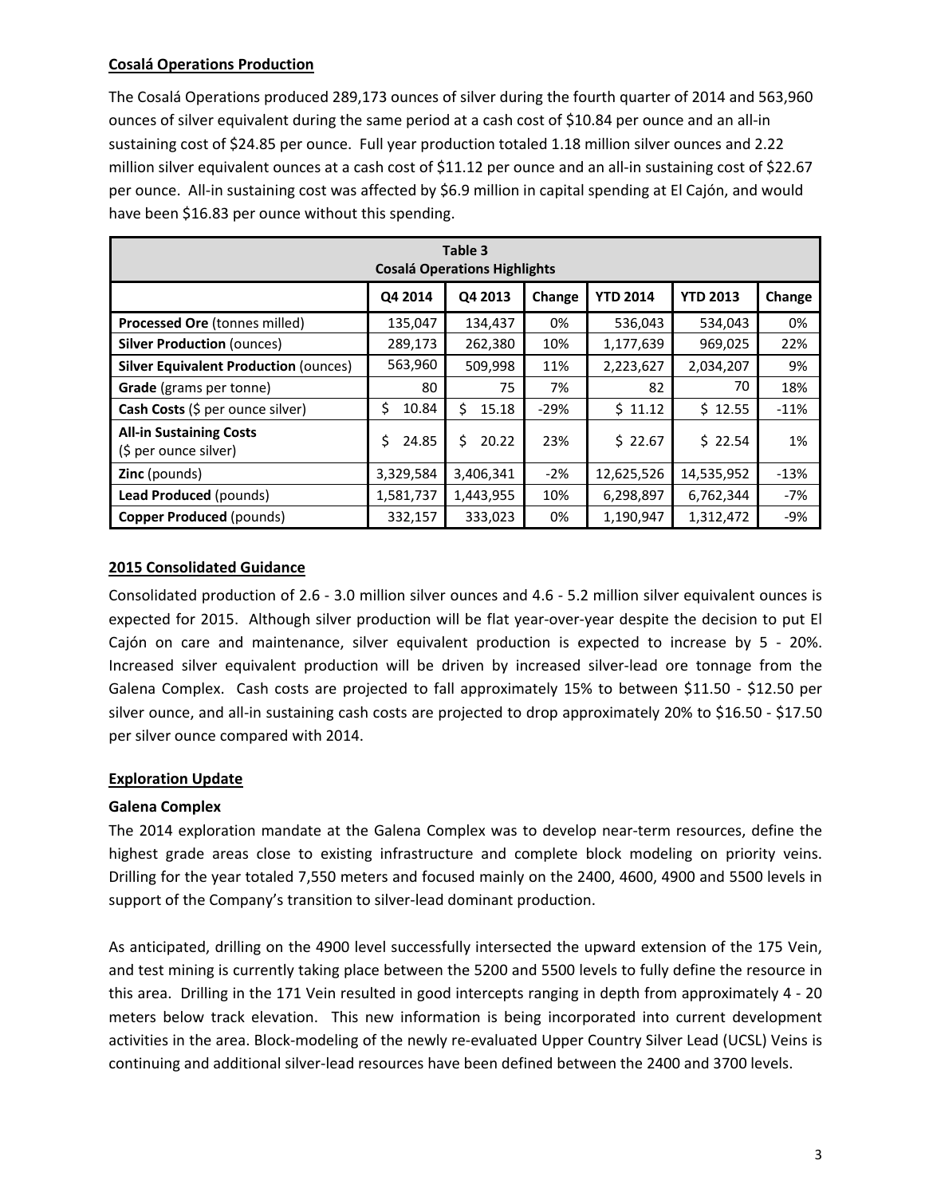## Cosalá Operations Production

The Cosalá Operations produced 289,173 ounces of silver during the fourth quarter of 2014 and 563,960 ounces of silver equivalent during the same period at a cash cost of $10.84 per ounce and an all-in sustaining cost of $24.85 per ounce. Full year production totaled 1.18 million silver ounces and 2.22 million silver equivalent ounces at a cash cost of $11.12 per ounce and an all-in sustaining cost of $22.67 per ounce. All-in sustaining cost was affected by $6.9 million in capital spending at El Cajón, and would have been $16.83 per ounce without this spending.

**Table 3**
**Cosalá Operations Highlights**

| | Q4 2014 | Q4 2013 | Change | YTD 2014 | YTD 2013 | Change |
|---|---|---|---|---|---|---|
| **Processed Ore** (tonnes milled) | 135,047 | 134,437 | 0% | 536,043 | 534,043 | 0% |
| **Silver Production** (ounces) | 289,173 | 262,380 | 10% | 1,177,639 | 969,025 | 22% |
| **Silver Equivalent Production** (ounces) | 563,960 | 509,998 | 11% | 2,223,627 | 2,034,207 | 9% |
| **Grade** (grams per tonne) | 80 | 75 | 7% | 82 | 70 | 18% |
| **Cash Costs** ($ per ounce silver) | $ 10.84 | $ 15.18 | -29% | $ 11.12 | $ 12.55 | -11% |
| **All-in Sustaining Costs** ($ per ounce silver) | $ 24.85 | $ 20.22 | 23% | $ 22.67 | $ 22.54 | 1% |
| **Zinc** (pounds) | 3,329,584 | 3,406,341 | -2% | 12,625,526 | 14,535,952 | -13% |
| **Lead Produced** (pounds) | 1,581,737 | 1,443,955 | 10% | 6,298,897 | 6,762,344 | -7% |
| **Copper Produced** (pounds) | 332,157 | 333,023 | 0% | 1,190,947 | 1,312,472 | -9% |

## 2015 Consolidated Guidance

Consolidated production of 2.6 - 3.0 million silver ounces and 4.6 - 5.2 million silver equivalent ounces is expected for 2015. Although silver production will be flat year-over-year despite the decision to put El Cajón on care and maintenance, silver equivalent production is expected to increase by 5 - 20%. Increased silver equivalent production will be driven by increased silver-lead ore tonnage from the Galena Complex. Cash costs are projected to fall approximately 15% to between $11.50 - $12.50 per silver ounce, and all-in sustaining cash costs are projected to drop approximately 20% to $16.50 - $17.50 per silver ounce compared with 2014.

## Exploration Update

### Galena Complex

The 2014 exploration mandate at the Galena Complex was to develop near-term resources, define the highest grade areas close to existing infrastructure and complete block modeling on priority veins. Drilling for the year totaled 7,550 meters and focused mainly on the 2400, 4600, 4900 and 5500 levels in support of the Company's transition to silver-lead dominant production.

As anticipated, drilling on the 4900 level successfully intersected the upward extension of the 175 Vein, and test mining is currently taking place between the 5200 and 5500 levels to fully define the resource in this area. Drilling in the 171 Vein resulted in good intercepts ranging in depth from approximately 4 - 20 meters below track elevation. This new information is being incorporated into current development activities in the area. Block-modeling of the newly re-evaluated Upper Country Silver Lead (UCSL) Veins is continuing and additional silver-lead resources have been defined between the 2400 and 3700 levels.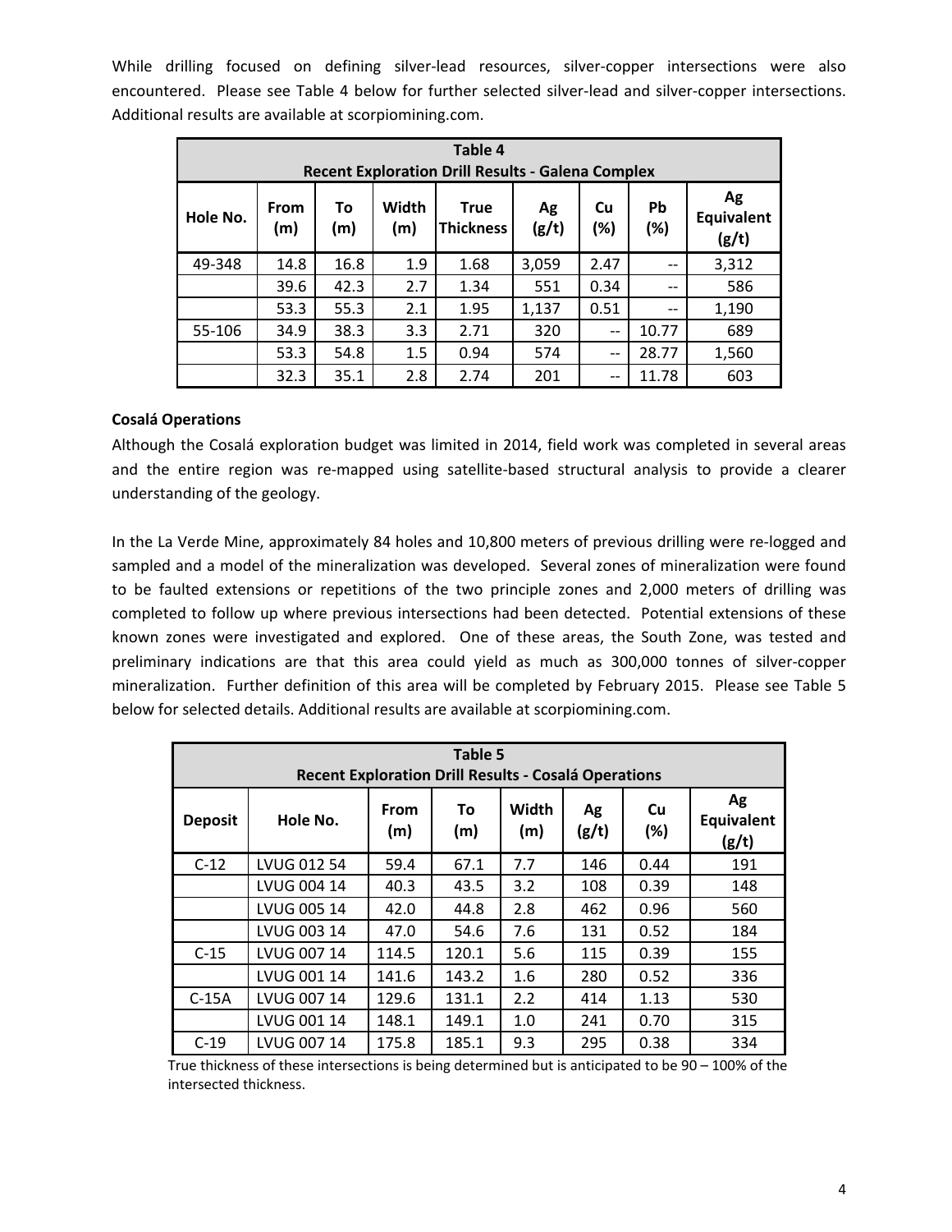While drilling focused on defining silver-lead resources, silver-copper intersections were also encountered. Please see Table 4 below for further selected silver-lead and silver-copper intersections. Additional results are available at scorpiomining.com.

**Table 4**
**Recent Exploration Drill Results - Galena Complex**

| Hole No. | From (m) | To (m) | Width (m) | True Thickness | Ag (g/t) | Cu (%) | Pb (%) | Ag Equivalent (g/t) |
|---|---|---|---|---|---|---|---|---|
| 49-348 | 14.8 | 16.8 | 1.9 | 1.68 | 3,059 | 2.47 | -- | 3,312 |
| | 39.6 | 42.3 | 2.7 | 1.34 | 551 | 0.34 | -- | 586 |
| | 53.3 | 55.3 | 2.1 | 1.95 | 1,137 | 0.51 | -- | 1,190 |
| 55-106 | 34.9 | 38.3 | 3.3 | 2.71 | 320 | -- | 10.77 | 689 |
| | 53.3 | 54.8 | 1.5 | 0.94 | 574 | -- | 28.77 | 1,560 |
| | 32.3 | 35.1 | 2.8 | 2.74 | 201 | -- | 11.78 | 603 |

**Cosalá Operations**

Although the Cosalá exploration budget was limited in 2014, field work was completed in several areas and the entire region was re-mapped using satellite-based structural analysis to provide a clearer understanding of the geology.

In the La Verde Mine, approximately 84 holes and 10,800 meters of previous drilling were re-logged and sampled and a model of the mineralization was developed. Several zones of mineralization were found to be faulted extensions or repetitions of the two principle zones and 2,000 meters of drilling was completed to follow up where previous intersections had been detected. Potential extensions of these known zones were investigated and explored. One of these areas, the South Zone, was tested and preliminary indications are that this area could yield as much as 300,000 tonnes of silver-copper mineralization. Further definition of this area will be completed by February 2015. Please see Table 5 below for selected details. Additional results are available at scorpiomining.com.

**Table 5**
**Recent Exploration Drill Results - Cosalá Operations**

| Deposit | Hole No. | From (m) | To (m) | Width (m) | Ag (g/t) | Cu (%) | Ag Equivalent (g/t) |
|---|---|---|---|---|---|---|---|
| C-12 | LVUG 012 54 | 59.4 | 67.1 | 7.7 | 146 | 0.44 | 191 |
| | LVUG 004 14 | 40.3 | 43.5 | 3.2 | 108 | 0.39 | 148 |
| | LVUG 005 14 | 42.0 | 44.8 | 2.8 | 462 | 0.96 | 560 |
| | LVUG 003 14 | 47.0 | 54.6 | 7.6 | 131 | 0.52 | 184 |
| C-15 | LVUG 007 14 | 114.5 | 120.1 | 5.6 | 115 | 0.39 | 155 |
| | LVUG 001 14 | 141.6 | 143.2 | 1.6 | 280 | 0.52 | 336 |
| C-15A | LVUG 007 14 | 129.6 | 131.1 | 2.2 | 414 | 1.13 | 530 |
| | LVUG 001 14 | 148.1 | 149.1 | 1.0 | 241 | 0.70 | 315 |
| C-19 | LVUG 007 14 | 175.8 | 185.1 | 9.3 | 295 | 0.38 | 334 |

True thickness of these intersections is being determined but is anticipated to be 90 – 100% of the intersected thickness.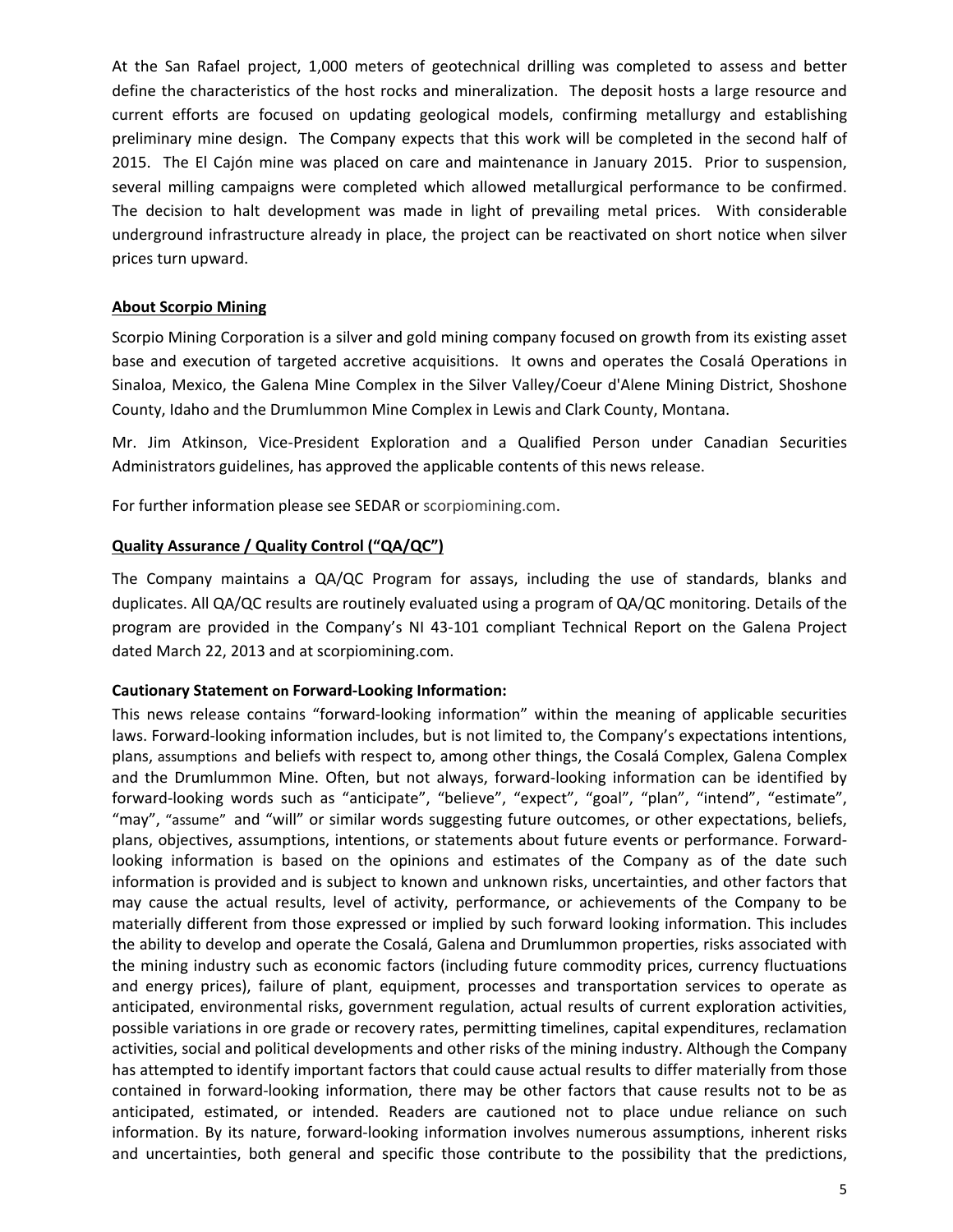At the San Rafael project, 1,000 meters of geotechnical drilling was completed to assess and better define the characteristics of the host rocks and mineralization. The deposit hosts a large resource and current efforts are focused on updating geological models, confirming metallurgy and establishing preliminary mine design. The Company expects that this work will be completed in the second half of 2015. The El Cajón mine was placed on care and maintenance in January 2015. Prior to suspension, several milling campaigns were completed which allowed metallurgical performance to be confirmed. The decision to halt development was made in light of prevailing metal prices. With considerable underground infrastructure already in place, the project can be reactivated on short notice when silver prices turn upward.

## About Scorpio Mining

Scorpio Mining Corporation is a silver and gold mining company focused on growth from its existing asset base and execution of targeted accretive acquisitions. It owns and operates the Cosalá Operations in Sinaloa, Mexico, the Galena Mine Complex in the Silver Valley/Coeur d'Alene Mining District, Shoshone County, Idaho and the Drumlummon Mine Complex in Lewis and Clark County, Montana.

Mr. Jim Atkinson, Vice-President Exploration and a Qualified Person under Canadian Securities Administrators guidelines, has approved the applicable contents of this news release.

For further information please see SEDAR or scorpiomining.com.

## Quality Assurance / Quality Control ("QA/QC")

The Company maintains a QA/QC Program for assays, including the use of standards, blanks and duplicates. All QA/QC results are routinely evaluated using a program of QA/QC monitoring. Details of the program are provided in the Company's NI 43-101 compliant Technical Report on the Galena Project dated March 22, 2013 and at scorpiomining.com.

**Cautionary Statement on Forward-Looking Information:**

This news release contains "forward-looking information" within the meaning of applicable securities laws. Forward-looking information includes, but is not limited to, the Company's expectations intentions, plans, assumptions and beliefs with respect to, among other things, the Cosalá Complex, Galena Complex and the Drumlummon Mine. Often, but not always, forward-looking information can be identified by forward-looking words such as "anticipate", "believe", "expect", "goal", "plan", "intend", "estimate", "may", "assume" and "will" or similar words suggesting future outcomes, or other expectations, beliefs, plans, objectives, assumptions, intentions, or statements about future events or performance. Forward-looking information is based on the opinions and estimates of the Company as of the date such information is provided and is subject to known and unknown risks, uncertainties, and other factors that may cause the actual results, level of activity, performance, or achievements of the Company to be materially different from those expressed or implied by such forward looking information. This includes the ability to develop and operate the Cosalá, Galena and Drumlummon properties, risks associated with the mining industry such as economic factors (including future commodity prices, currency fluctuations and energy prices), failure of plant, equipment, processes and transportation services to operate as anticipated, environmental risks, government regulation, actual results of current exploration activities, possible variations in ore grade or recovery rates, permitting timelines, capital expenditures, reclamation activities, social and political developments and other risks of the mining industry. Although the Company has attempted to identify important factors that could cause actual results to differ materially from those contained in forward-looking information, there may be other factors that cause results not to be as anticipated, estimated, or intended. Readers are cautioned not to place undue reliance on such information. By its nature, forward-looking information involves numerous assumptions, inherent risks and uncertainties, both general and specific those contribute to the possibility that the predictions,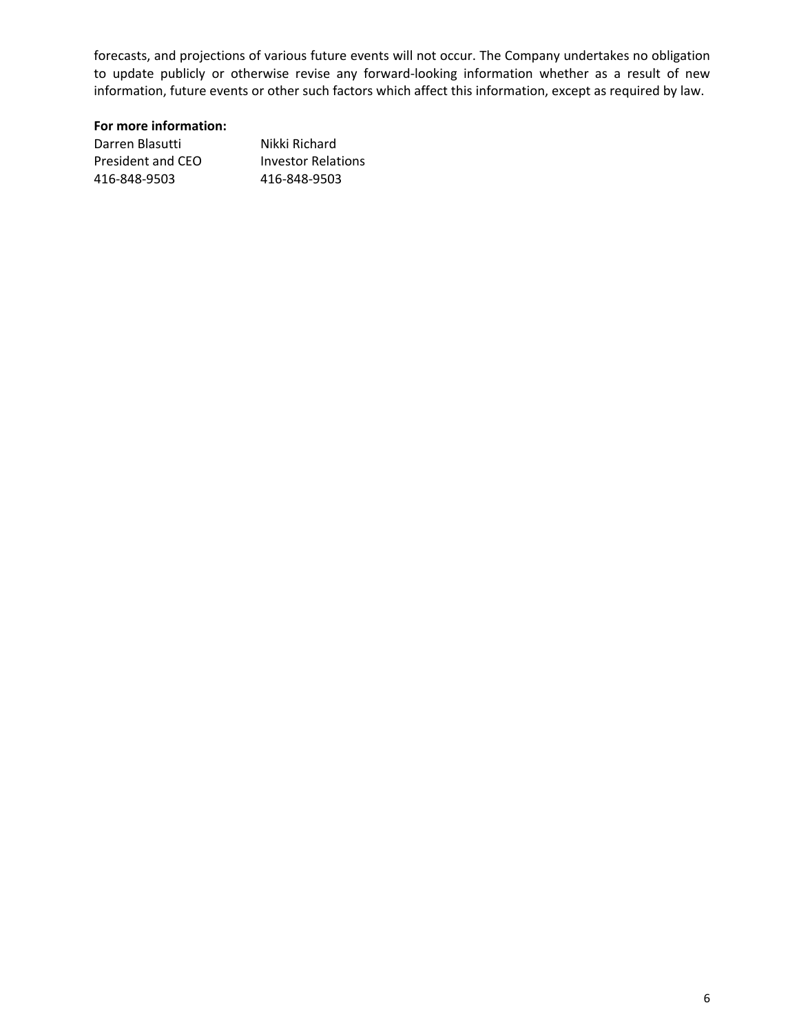forecasts, and projections of various future events will not occur. The Company undertakes no obligation to update publicly or otherwise revise any forward-looking information whether as a result of new information, future events or other such factors which affect this information, except as required by law.

**For more information:**

| | |
|---|---|
| Darren Blasutti | Nikki Richard |
| President and CEO | Investor Relations |
| 416-848-9503 | 416-848-9503 |